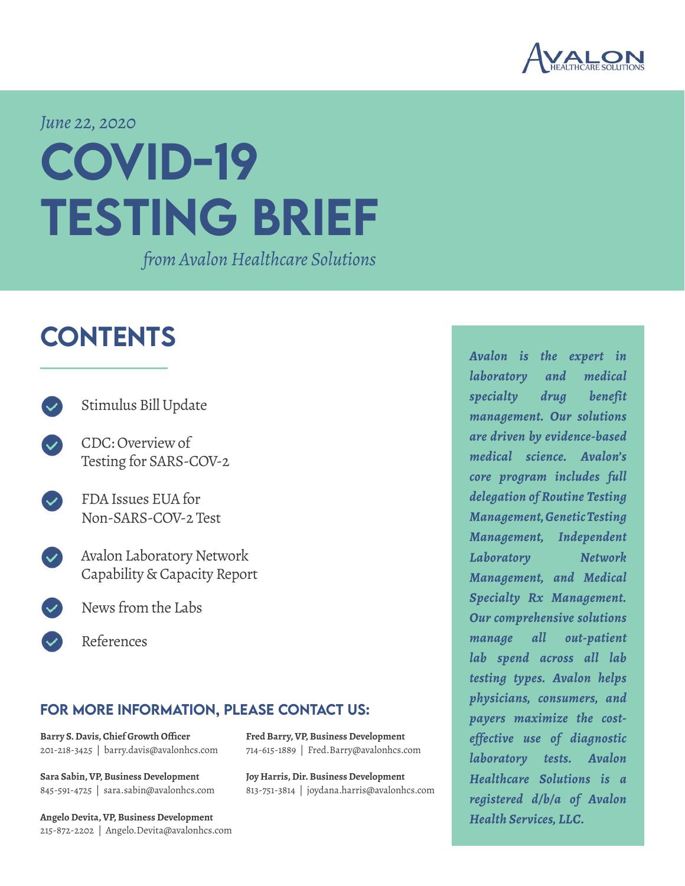AVALON HEALTHCARE SOLUTIONS

*June 22, 2020*

# COVID-19 TESTING BRIEF

*from Avalon Healthcare Solutions*

## CONTENTS

- Stimulus Bill Update
- CDC: Overview of Testing for SARS-COV-2
- FDA Issues EUA for Non-SARS-COV-2 Test
- Avalon Laboratory Network Capability & Capacity Report
- News from the Labs
- References

### FOR MORE INFORMATION, PLEASE CONTACT US:

**Barry S. Davis, Chief Growth Officer**
201-218-3425 | barry.davis@avalonhcs.com

**Sara Sabin, VP, Business Development**
845-591-4725 | sara.sabin@avalonhcs.com

**Angelo Devita, VP, Business Development**
215-872-2202 | Angelo.Devita@avalonhcs.com

**Fred Barry, VP, Business Development**
714-615-1889 | Fred.Barry@avalonhcs.com

**Joy Harris, Dir. Business Development**
813-751-3814 | joydana.harris@avalonhcs.com

***Avalon is the expert in laboratory and medical specialty drug benefit management. Our solutions are driven by evidence-based medical science. Avalon's core program includes full delegation of Routine Testing Management, Genetic Testing Management, Independent Laboratory Network Management, and Medical Specialty Rx Management. Our comprehensive solutions manage all out-patient lab spend across all lab testing types. Avalon helps physicians, consumers, and payers maximize the cost-effective use of diagnostic laboratory tests. Avalon Healthcare Solutions is a registered d/b/a of Avalon Health Services, LLC.***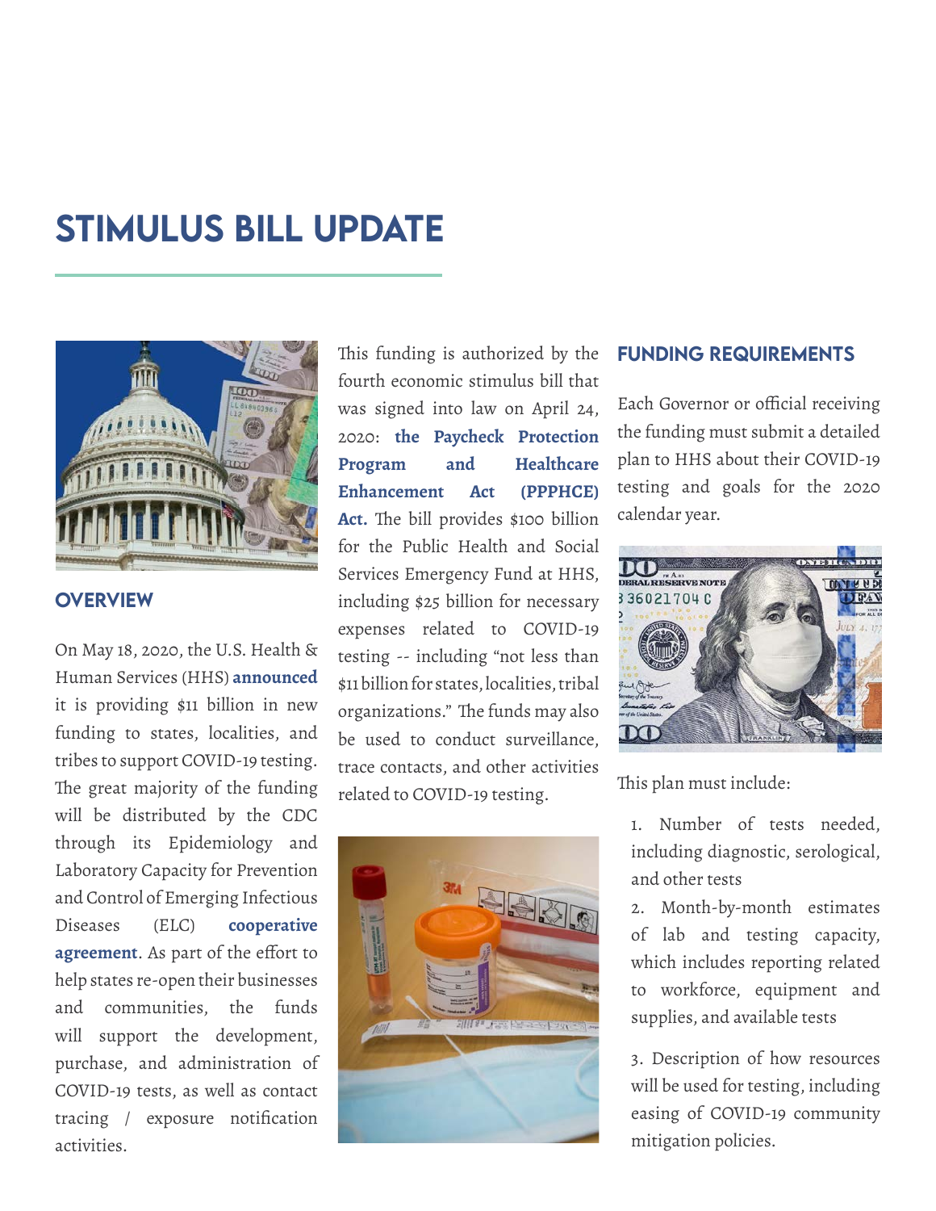# STIMULUS BILL UPDATE

## OVERVIEW

On May 18, 2020, the U.S. Health & Human Services (HHS) **announced** it is providing $11 billion in new funding to states, localities, and tribes to support COVID-19 testing. The great majority of the funding will be distributed by the CDC through its Epidemiology and Laboratory Capacity for Prevention and Control of Emerging Infectious Diseases (ELC) **cooperative agreement**. As part of the effort to help states re-open their businesses and communities, the funds will support the development, purchase, and administration of COVID-19 tests, as well as contact tracing / exposure notification activities.

This funding is authorized by the fourth economic stimulus bill that was signed into law on April 24, 2020: **the Paycheck Protection Program and Healthcare Enhancement Act (PPPHCE) Act.** The bill provides $100 billion for the Public Health and Social Services Emergency Fund at HHS, including $25 billion for necessary expenses related to COVID-19 testing -- including "not less than $11 billion for states, localities, tribal organizations." The funds may also be used to conduct surveillance, trace contacts, and other activities related to COVID-19 testing.

## FUNDING REQUIREMENTS

Each Governor or official receiving the funding must submit a detailed plan to HHS about their COVID-19 testing and goals for the 2020 calendar year.

This plan must include:

1. Number of tests needed, including diagnostic, serological, and other tests
2. Month-by-month estimates of lab and testing capacity, which includes reporting related to workforce, equipment and supplies, and available tests
3. Description of how resources will be used for testing, including easing of COVID-19 community mitigation policies.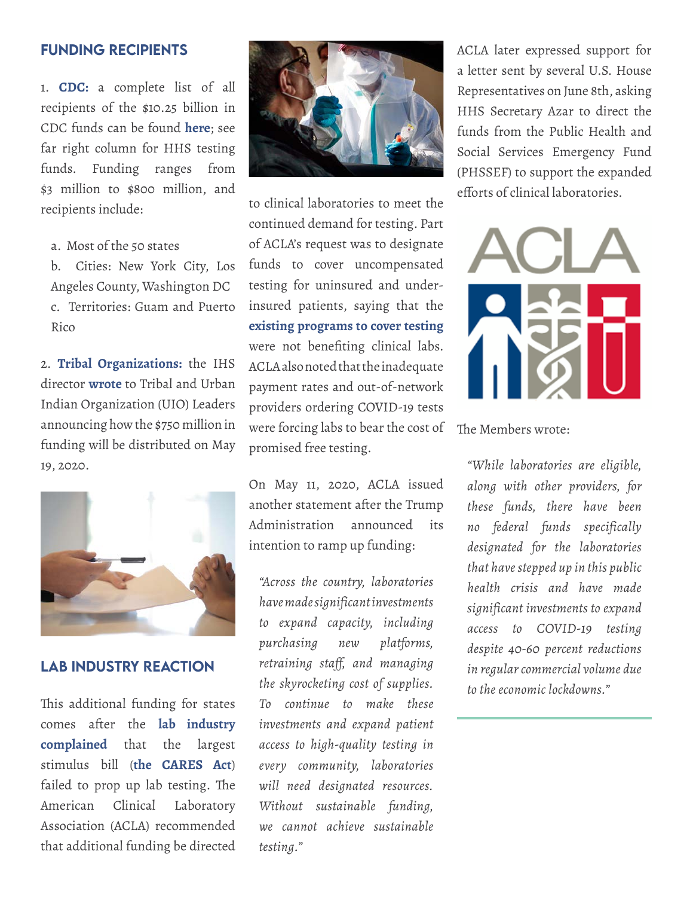## FUNDING RECIPIENTS

1. **CDC:** a complete list of all recipients of the $10.25 billion in CDC funds can be found **here**; see far right column for HHS testing funds. Funding ranges from $3 million to $800 million, and recipients include:

   a. Most of the 50 states

   b. Cities: New York City, Los Angeles County, Washington DC

   c. Territories: Guam and Puerto Rico

2. **Tribal Organizations:** the IHS director **wrote** to Tribal and Urban Indian Organization (UIO) Leaders announcing how the $750 million in funding will be distributed on May 19, 2020.

## LAB INDUSTRY REACTION

This additional funding for states comes after the **lab industry complained** that the largest stimulus bill (**the CARES Act**) failed to prop up lab testing. The American Clinical Laboratory Association (ACLA) recommended that additional funding be directed to clinical laboratories to meet the continued demand for testing. Part of ACLA's request was to designate funds to cover uncompensated testing for uninsured and under-insured patients, saying that the **existing programs to cover testing** were not benefiting clinical labs. ACLA also noted that the inadequate payment rates and out-of-network providers ordering COVID-19 tests were forcing labs to bear the cost of promised free testing.

On May 11, 2020, ACLA issued another statement after the Trump Administration announced its intention to ramp up funding:

> *"Across the country, laboratories have made significant investments to expand capacity, including purchasing new platforms, retraining staff, and managing the skyrocketing cost of supplies. To continue to make these investments and expand patient access to high-quality testing in every community, laboratories will need designated resources. Without sustainable funding, we cannot achieve sustainable testing."*

ACLA later expressed support for a letter sent by several U.S. House Representatives on June 8th, asking HHS Secretary Azar to direct the funds from the Public Health and Social Services Emergency Fund (PHSSEF) to support the expanded efforts of clinical laboratories.

The Members wrote:

> *"While laboratories are eligible, along with other providers, for these funds, there have been no federal funds specifically designated for the laboratories that have stepped up in this public health crisis and have made significant investments to expand access to COVID-19 testing despite 40-60 percent reductions in regular commercial volume due to the economic lockdowns."*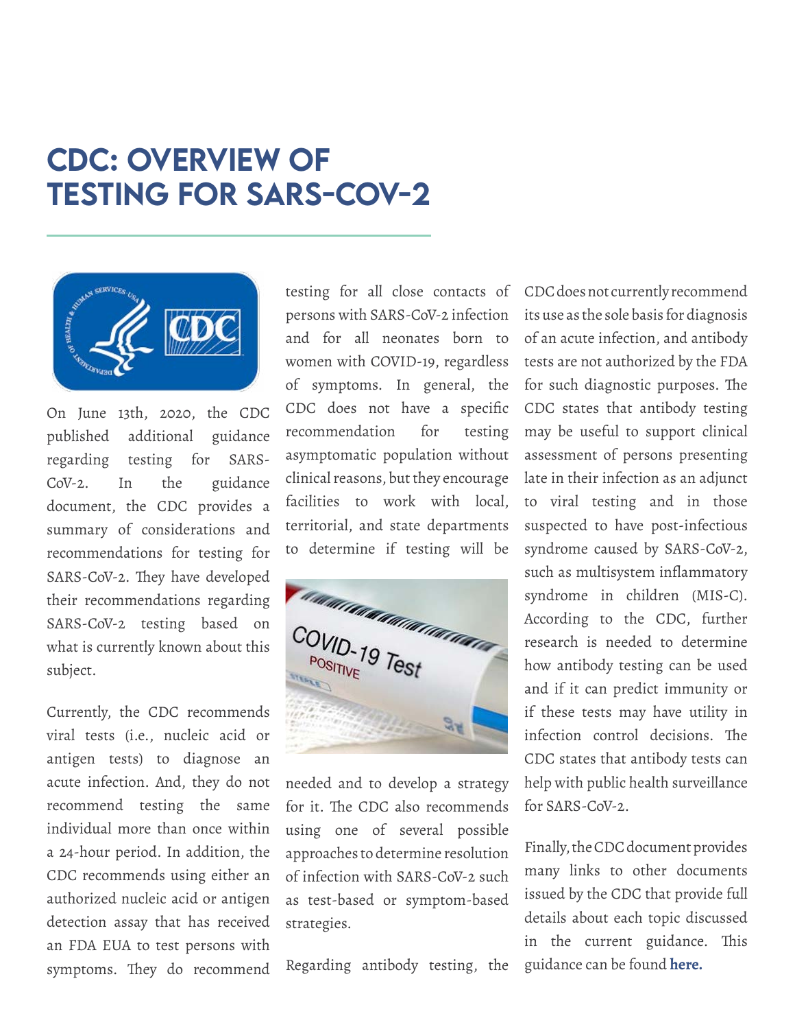# CDC: OVERVIEW OF TESTING FOR SARS-COV-2

On June 13th, 2020, the CDC published additional guidance regarding testing for SARS-CoV-2. In the guidance document, the CDC provides a summary of considerations and recommendations for testing for SARS-CoV-2. They have developed their recommendations regarding SARS-CoV-2 testing based on what is currently known about this subject.

Currently, the CDC recommends viral tests (i.e., nucleic acid or antigen tests) to diagnose an acute infection. And, they do not recommend testing the same individual more than once within a 24-hour period. In addition, the CDC recommends using either an authorized nucleic acid or antigen detection assay that has received an FDA EUA to test persons with symptoms. They do recommend testing for all close contacts of persons with SARS-CoV-2 infection and for all neonates born to women with COVID-19, regardless of symptoms. In general, the CDC does not have a specific recommendation for testing asymptomatic population without clinical reasons, but they encourage facilities to work with local, territorial, and state departments to determine if testing will be needed and to develop a strategy for it. The CDC also recommends using one of several possible approaches to determine resolution of infection with SARS-CoV-2 such as test-based or symptom-based strategies.

Regarding antibody testing, the CDC does not currently recommend its use as the sole basis for diagnosis of an acute infection, and antibody tests are not authorized by the FDA for such diagnostic purposes. The CDC states that antibody testing may be useful to support clinical assessment of persons presenting late in their infection as an adjunct to viral testing and in those suspected to have post-infectious syndrome caused by SARS-CoV-2, such as multisystem inflammatory syndrome in children (MIS-C). According to the CDC, further research is needed to determine how antibody testing can be used and if it can predict immunity or if these tests may have utility in infection control decisions. The CDC states that antibody tests can help with public health surveillance for SARS-CoV-2.

Finally, the CDC document provides many links to other documents issued by the CDC that provide full details about each topic discussed in the current guidance. This guidance can be found **here.**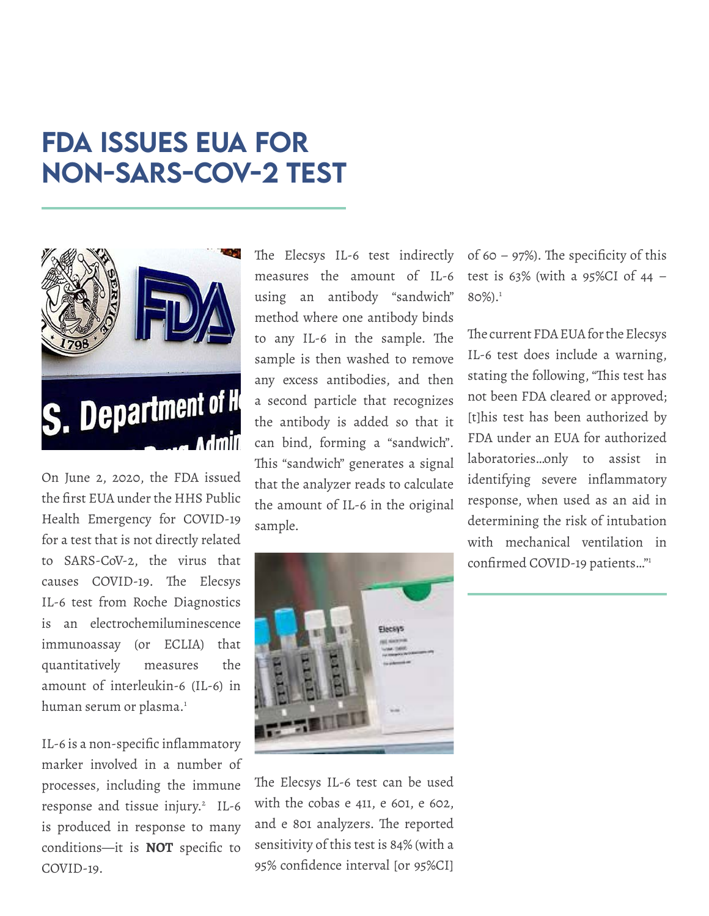# FDA ISSUES EUA FOR NON-SARS-COV-2 TEST

On June 2, 2020, the FDA issued the first EUA under the HHS Public Health Emergency for COVID-19 for a test that is not directly related to SARS-CoV-2, the virus that causes COVID-19. The Elecsys IL-6 test from Roche Diagnostics is an electrochemiluminescence immunoassay (or ECLIA) that quantitatively measures the amount of interleukin-6 (IL-6) in human serum or plasma.[1]

IL-6 is a non-specific inflammatory marker involved in a number of processes, including the immune response and tissue injury.[2] IL-6 is produced in response to many conditions—it is **NOT** specific to COVID-19.

The Elecsys IL-6 test indirectly measures the amount of IL-6 using an antibody "sandwich" method where one antibody binds to any IL-6 in the sample. The sample is then washed to remove any excess antibodies, and then a second particle that recognizes the antibody is added so that it can bind, forming a "sandwich". This "sandwich" generates a signal that the analyzer reads to calculate the amount of IL-6 in the original sample.

The Elecsys IL-6 test can be used with the cobas e 411, e 601, e 602, and e 801 analyzers. The reported sensitivity of this test is 84% (with a 95% confidence interval [or 95%CI] of 60 – 97%). The specificity of this test is 63% (with a 95%CI of 44 – 80%).[1]

The current FDA EUA for the Elecsys IL-6 test does include a warning, stating the following, "This test has not been FDA cleared or approved; [t]his test has been authorized by FDA under an EUA for authorized laboratories…only to assist in identifying severe inflammatory response, when used as an aid in determining the risk of intubation with mechanical ventilation in confirmed COVID-19 patients…"[1]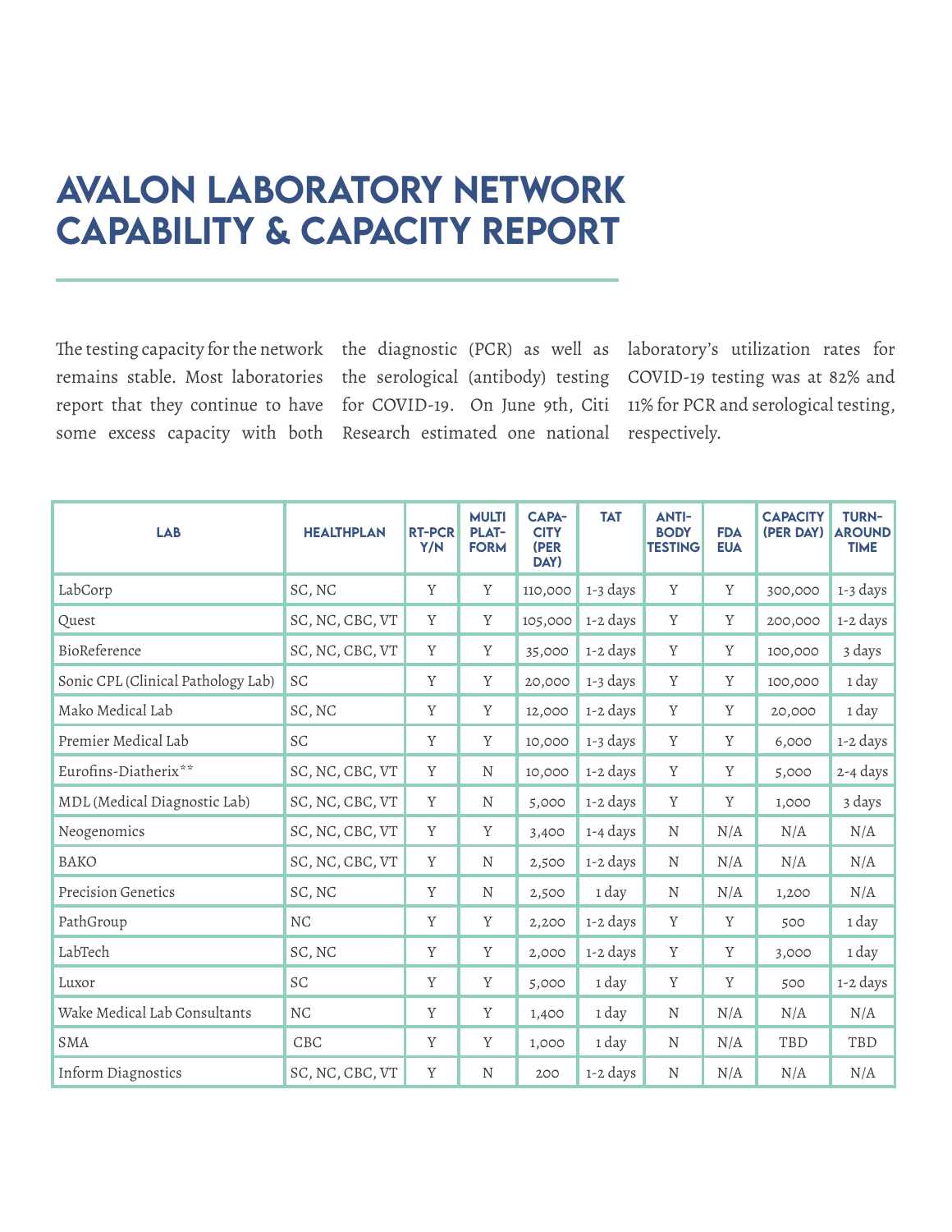# AVALON LABORATORY NETWORK CAPABILITY & CAPACITY REPORT

The testing capacity for the network remains stable. Most laboratories report that they continue to have some excess capacity with both the diagnostic (PCR) as well as the serological (antibody) testing for COVID-19. On June 9th, Citi Research estimated one national laboratory's utilization rates for COVID-19 testing was at 82% and 11% for PCR and serological testing, respectively.

| LAB | HEALTHPLAN | RT-PCR Y/N | MULTI PLAT-FORM | CAPA-CITY (PER DAY) | TAT | ANTI-BODY TESTING | FDA EUA | CAPACITY (PER DAY) | TURN-AROUND TIME |
|---|---|---|---|---|---|---|---|---|---|
| LabCorp | SC, NC | Y | Y | 110,000 | 1-3 days | Y | Y | 300,000 | 1-3 days |
| Quest | SC, NC, CBC, VT | Y | Y | 105,000 | 1-2 days | Y | Y | 200,000 | 1-2 days |
| BioReference | SC, NC, CBC, VT | Y | Y | 35,000 | 1-2 days | Y | Y | 100,000 | 3 days |
| Sonic CPL (Clinical Pathology Lab) | SC | Y | Y | 20,000 | 1-3 days | Y | Y | 100,000 | 1 day |
| Mako Medical Lab | SC, NC | Y | Y | 12,000 | 1-2 days | Y | Y | 20,000 | 1 day |
| Premier Medical Lab | SC | Y | Y | 10,000 | 1-3 days | Y | Y | 6,000 | 1-2 days |
| Eurofins-Diatherix** | SC, NC, CBC, VT | Y | N | 10,000 | 1-2 days | Y | Y | 5,000 | 2-4 days |
| MDL (Medical Diagnostic Lab) | SC, NC, CBC, VT | Y | N | 5,000 | 1-2 days | Y | Y | 1,000 | 3 days |
| Neogenomics | SC, NC, CBC, VT | Y | Y | 3,400 | 1-4 days | N | N/A | N/A | N/A |
| BAKO | SC, NC, CBC, VT | Y | N | 2,500 | 1-2 days | N | N/A | N/A | N/A |
| Precision Genetics | SC, NC | Y | N | 2,500 | 1 day | N | N/A | 1,200 | N/A |
| PathGroup | NC | Y | Y | 2,200 | 1-2 days | Y | Y | 500 | 1 day |
| LabTech | SC, NC | Y | Y | 2,000 | 1-2 days | Y | Y | 3,000 | 1 day |
| Luxor | SC | Y | Y | 5,000 | 1 day | Y | Y | 500 | 1-2 days |
| Wake Medical Lab Consultants | NC | Y | Y | 1,400 | 1 day | N | N/A | N/A | N/A |
| SMA | CBC | Y | Y | 1,000 | 1 day | N | N/A | TBD | TBD |
| Inform Diagnostics | SC, NC, CBC, VT | Y | N | 200 | 1-2 days | N | N/A | N/A | N/A |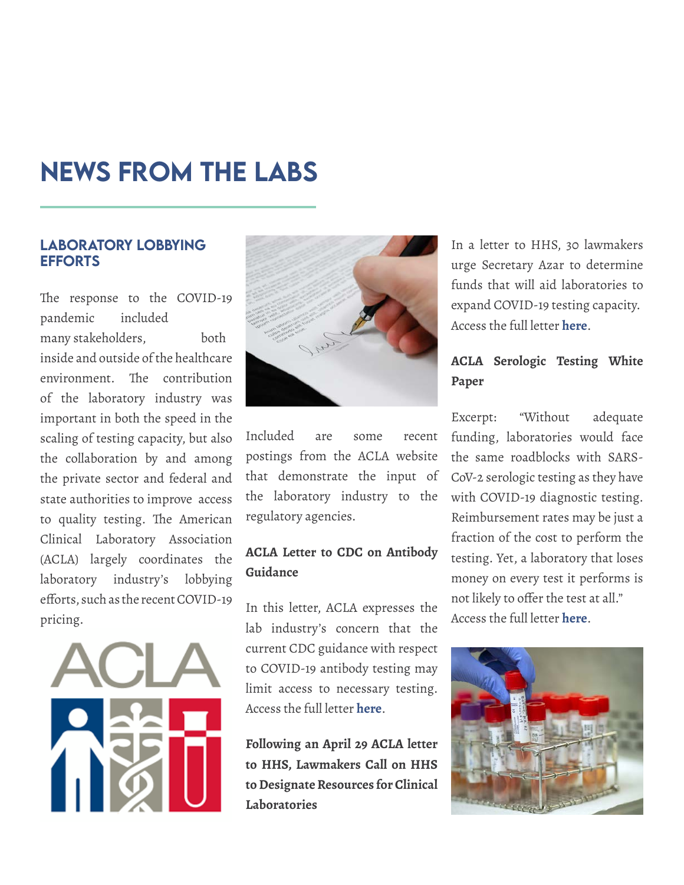# NEWS FROM THE LABS

## LABORATORY LOBBYING EFFORTS

The response to the COVID-19 pandemic included many stakeholders, both inside and outside of the healthcare environment. The contribution of the laboratory industry was important in both the speed in the scaling of testing capacity, but also the collaboration by and among the private sector and federal and state authorities to improve access to quality testing. The American Clinical Laboratory Association (ACLA) largely coordinates the laboratory industry's lobbying efforts, such as the recent COVID-19 pricing.

Included are some recent postings from the ACLA website that demonstrate the input of the laboratory industry to the regulatory agencies.

**ACLA Letter to CDC on Antibody Guidance**

In this letter, ACLA expresses the lab industry's concern that the current CDC guidance with respect to COVID-19 antibody testing may limit access to necessary testing. Access the full letter **here**.

**Following an April 29 ACLA letter to HHS, Lawmakers Call on HHS to Designate Resources for Clinical Laboratories**

In a letter to HHS, 30 lawmakers urge Secretary Azar to determine funds that will aid laboratories to expand COVID-19 testing capacity. Access the full letter **here**.

**ACLA Serologic Testing White Paper**

Excerpt: "Without adequate funding, laboratories would face the same roadblocks with SARS-CoV-2 serologic testing as they have with COVID-19 diagnostic testing. Reimbursement rates may be just a fraction of the cost to perform the testing. Yet, a laboratory that loses money on every test it performs is not likely to offer the test at all." Access the full letter **here**.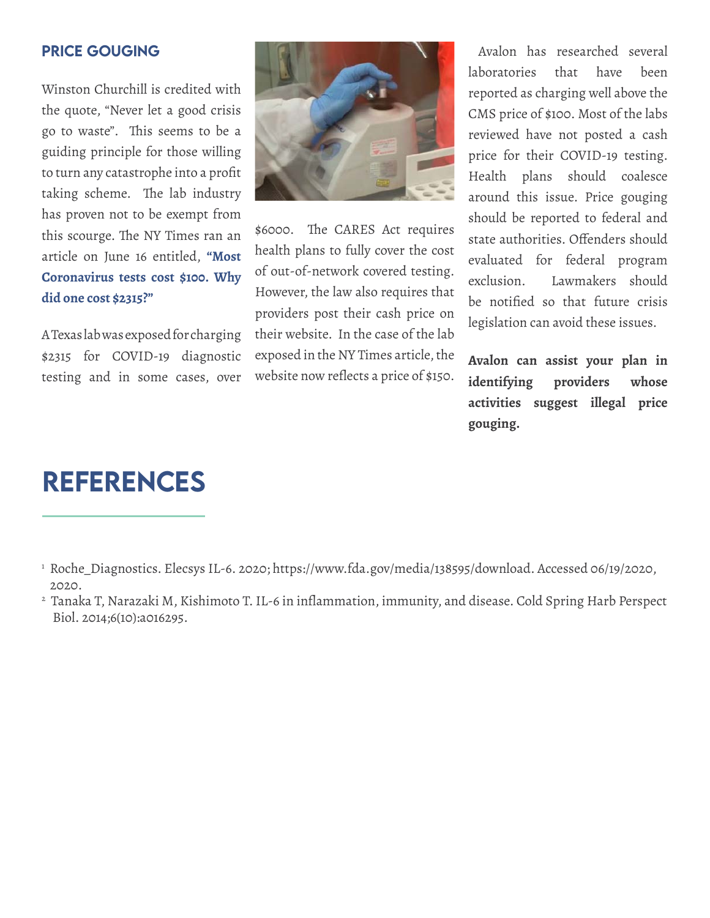## PRICE GOUGING

Winston Churchill is credited with the quote, "Never let a good crisis go to waste". This seems to be a guiding principle for those willing to turn any catastrophe into a profit taking scheme. The lab industry has proven not to be exempt from this scourge. The NY Times ran an article on June 16 entitled, **"Most Coronavirus tests cost $100. Why did one cost $2315?"**

A Texas lab was exposed for charging $2315 for COVID-19 diagnostic testing and in some cases, over $6000. The CARES Act requires health plans to fully cover the cost of out-of-network covered testing. However, the law also requires that providers post their cash price on their website. In the case of the lab exposed in the NY Times article, the website now reflects a price of $150.

Avalon has researched several laboratories that have been reported as charging well above the CMS price of $100. Most of the labs reviewed have not posted a cash price for their COVID-19 testing. Health plans should coalesce around this issue. Price gouging should be reported to federal and state authorities. Offenders should evaluated for federal program exclusion. Lawmakers should be notified so that future crisis legislation can avoid these issues.

**Avalon can assist your plan in identifying providers whose activities suggest illegal price gouging.**

# REFERENCES

[1] Roche_Diagnostics. Elecsys IL-6. 2020; https://www.fda.gov/media/138595/download. Accessed 06/19/2020, 2020.

[2] Tanaka T, Narazaki M, Kishimoto T. IL-6 in inflammation, immunity, and disease. Cold Spring Harb Perspect Biol. 2014;6(10):a016295.